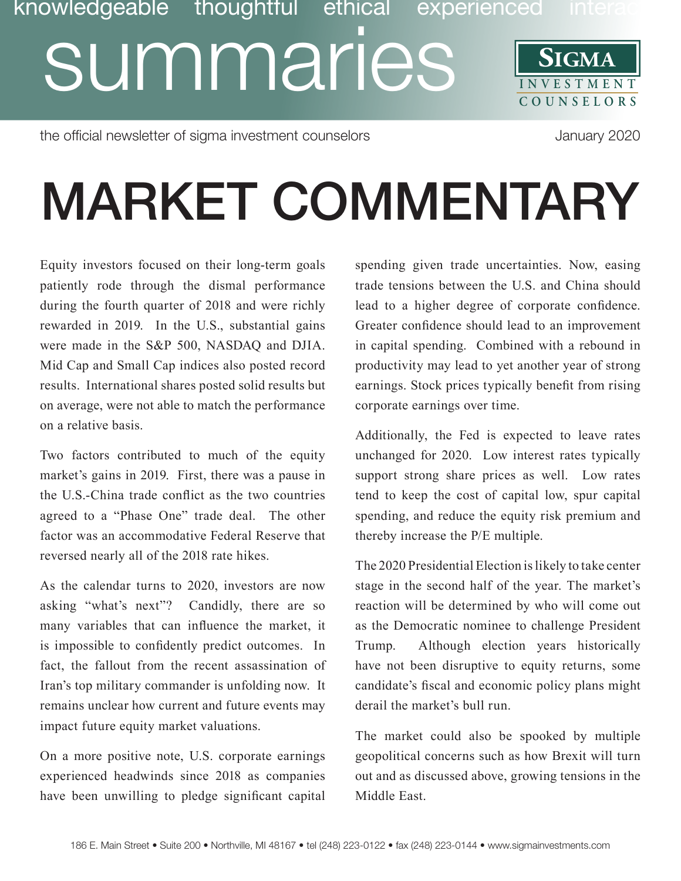knowledgeable thoughtful ethical experienced interac

# summaries

**SIGMA** INVESTMENT COUNSELORS

the official newsletter of sigma investment counselors

January 2020

# MARKET COMMENTARY

Equity investors focused on their long-term goals patiently rode through the dismal performance during the fourth quarter of 2018 and were richly rewarded in 2019. In the U.S., substantial gains were made in the S&P 500, NASDAQ and DJIA. Mid Cap and Small Cap indices also posted record results. International shares posted solid results but on average, were not able to match the performance on a relative basis.

Two factors contributed to much of the equity market's gains in 2019. First, there was a pause in the U.S.-China trade conflict as the two countries agreed to a "Phase One" trade deal. The other factor was an accommodative Federal Reserve that reversed nearly all of the 2018 rate hikes.

As the calendar turns to 2020, investors are now asking "what's next"? Candidly, there are so many variables that can influence the market, it is impossible to confidently predict outcomes. In fact, the fallout from the recent assassination of Iran's top military commander is unfolding now. It remains unclear how current and future events may impact future equity market valuations.

On a more positive note, U.S. corporate earnings experienced headwinds since 2018 as companies have been unwilling to pledge significant capital spending given trade uncertainties. Now, easing trade tensions between the U.S. and China should lead to a higher degree of corporate confidence. Greater confidence should lead to an improvement in capital spending. Combined with a rebound in productivity may lead to yet another year of strong earnings. Stock prices typically benefit from rising corporate earnings over time.

Additionally, the Fed is expected to leave rates unchanged for 2020. Low interest rates typically support strong share prices as well. Low rates tend to keep the cost of capital low, spur capital spending, and reduce the equity risk premium and thereby increase the P/E multiple.

The 2020 Presidential Election is likely to take center stage in the second half of the year. The market's reaction will be determined by who will come out as the Democratic nominee to challenge President Trump. Although election years historically have not been disruptive to equity returns, some candidate's fiscal and economic policy plans might derail the market's bull run.

The market could also be spooked by multiple geopolitical concerns such as how Brexit will turn out and as discussed above, growing tensions in the Middle East.

186 E. Main Street • Suite 200 • Northville, MI 48167 • tel (248) 223-0122 • fax (248) 223-0144 • www.sigmainvestments.com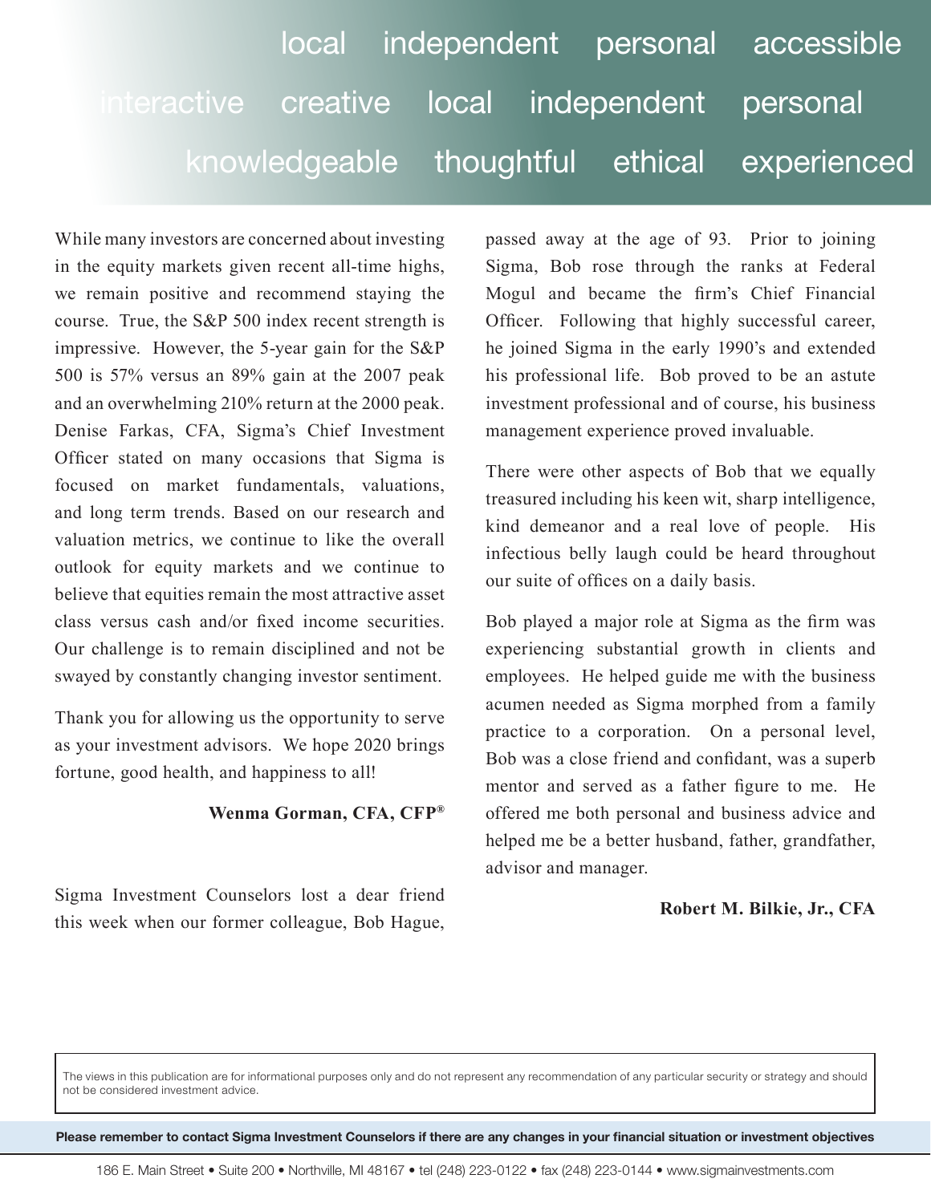local independent personal accessible

interactive creative local independent personal

knowledgeable thoughtful ethical experienced

While many investors are concerned about investing in the equity markets given recent all-time highs, we remain positive and recommend staying the course. True, the S&P 500 index recent strength is impressive. However, the 5-year gain for the S&P 500 is 57% versus an 89% gain at the 2007 peak and an overwhelming 210% return at the 2000 peak. Denise Farkas, CFA, Sigma's Chief Investment Officer stated on many occasions that Sigma is focused on market fundamentals, valuations, and long term trends. Based on our research and valuation metrics, we continue to like the overall outlook for equity markets and we continue to believe that equities remain the most attractive asset class versus cash and/or fixed income securities. Our challenge is to remain disciplined and not be swayed by constantly changing investor sentiment.

Thank you for allowing us the opportunity to serve as your investment advisors. We hope 2020 brings fortune, good health, and happiness to all!

**Wenma Gorman, CFA, CFP®**

Sigma Investment Counselors lost a dear friend this week when our former colleague, Bob Hague, passed away at the age of 93. Prior to joining Sigma, Bob rose through the ranks at Federal Mogul and became the firm's Chief Financial Officer. Following that highly successful career, he joined Sigma in the early 1990's and extended his professional life. Bob proved to be an astute investment professional and of course, his business management experience proved invaluable.

There were other aspects of Bob that we equally treasured including his keen wit, sharp intelligence, kind demeanor and a real love of people. His infectious belly laugh could be heard throughout our suite of offices on a daily basis.

Bob played a major role at Sigma as the firm was experiencing substantial growth in clients and employees. He helped guide me with the business acumen needed as Sigma morphed from a family practice to a corporation. On a personal level, Bob was a close friend and confidant, was a superb mentor and served as a father figure to me. He offered me both personal and business advice and helped me be a better husband, father, grandfather, advisor and manager.

**Robert M. Bilkie, Jr., CFA**

The views in this publication are for informational purposes only and do not represent any recommendation of any particular security or strategy and should not be considered investment advice.

**Please remember to contact Sigma Investment Counselors if there are any changes in your financial situation or investment objectives**

186 E. Main Street • Suite 200 • Northville, MI 48167 • tel (248) 223-0122 • fax (248) 223-0144 • www.sigmainvestments.com